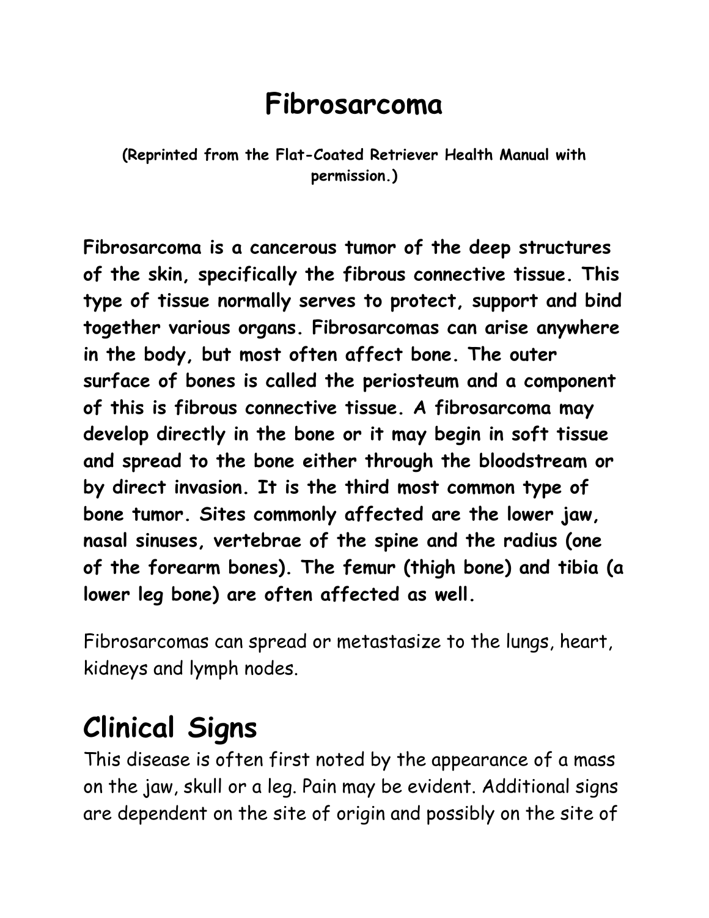# Fibrosarcoma

**(Reprinted from the Flat-Coated Retriever Health Manual with permission.)**

**Fibrosarcoma is a cancerous tumor of the deep structures of the skin, specifically the fibrous connective tissue. This type of tissue normally serves to protect, support and bind together various organs. Fibrosarcomas can arise anywhere in the body, but most often affect bone. The outer surface of bones is called the periosteum and a component of this is fibrous connective tissue. A fibrosarcoma may develop directly in the bone or it may begin in soft tissue and spread to the bone either through the bloodstream or by direct invasion. It is the third most common type of bone tumor. Sites commonly affected are the lower jaw, nasal sinuses, vertebrae of the spine and the radius (one of the forearm bones). The femur (thigh bone) and tibia (a lower leg bone) are often affected as well.**

Fibrosarcomas can spread or metastasize to the lungs, heart, kidneys and lymph nodes.

## Clinical Signs

This disease is often first noted by the appearance of a mass on the jaw, skull or a leg. Pain may be evident. Additional signs are dependent on the site of origin and possibly on the site of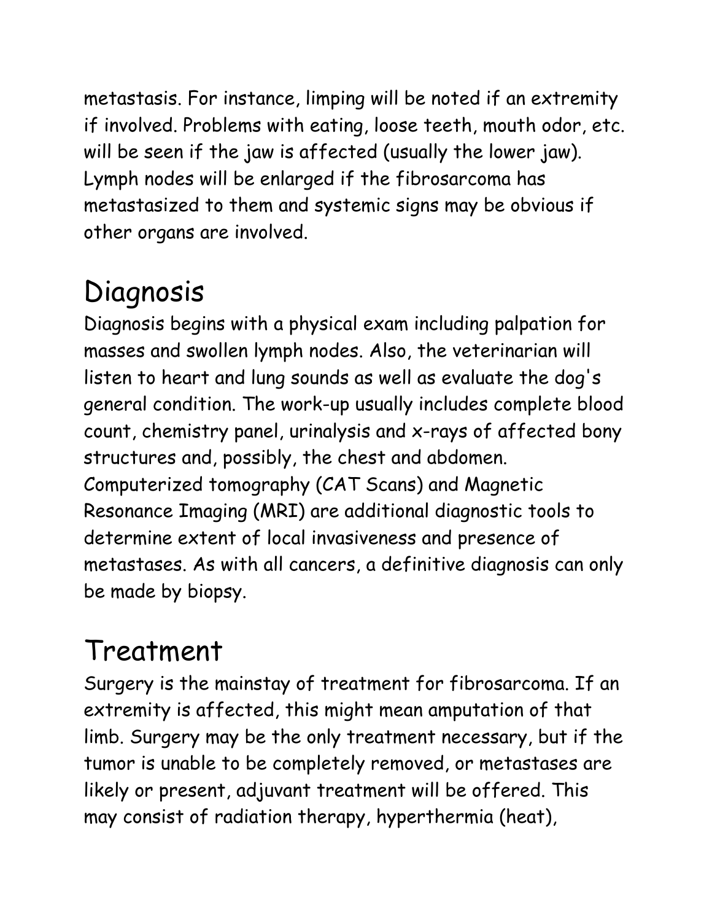metastasis. For instance, limping will be noted if an extremity if involved. Problems with eating, loose teeth, mouth odor, etc. will be seen if the jaw is affected (usually the lower jaw). Lymph nodes will be enlarged if the fibrosarcoma has metastasized to them and systemic signs may be obvious if other organs are involved.

# Diagnosis

Diagnosis begins with a physical exam including palpation for masses and swollen lymph nodes. Also, the veterinarian will listen to heart and lung sounds as well as evaluate the dog's general condition. The work-up usually includes complete blood count, chemistry panel, urinalysis and x-rays of affected bony structures and, possibly, the chest and abdomen. Computerized tomography (CAT Scans) and Magnetic Resonance Imaging (MRI) are additional diagnostic tools to determine extent of local invasiveness and presence of metastases. As with all cancers, a definitive diagnosis can only be made by biopsy.

# Treatment

Surgery is the mainstay of treatment for fibrosarcoma. If an extremity is affected, this might mean amputation of that limb. Surgery may be the only treatment necessary, but if the tumor is unable to be completely removed, or metastases are likely or present, adjuvant treatment will be offered. This may consist of radiation therapy, hyperthermia (heat),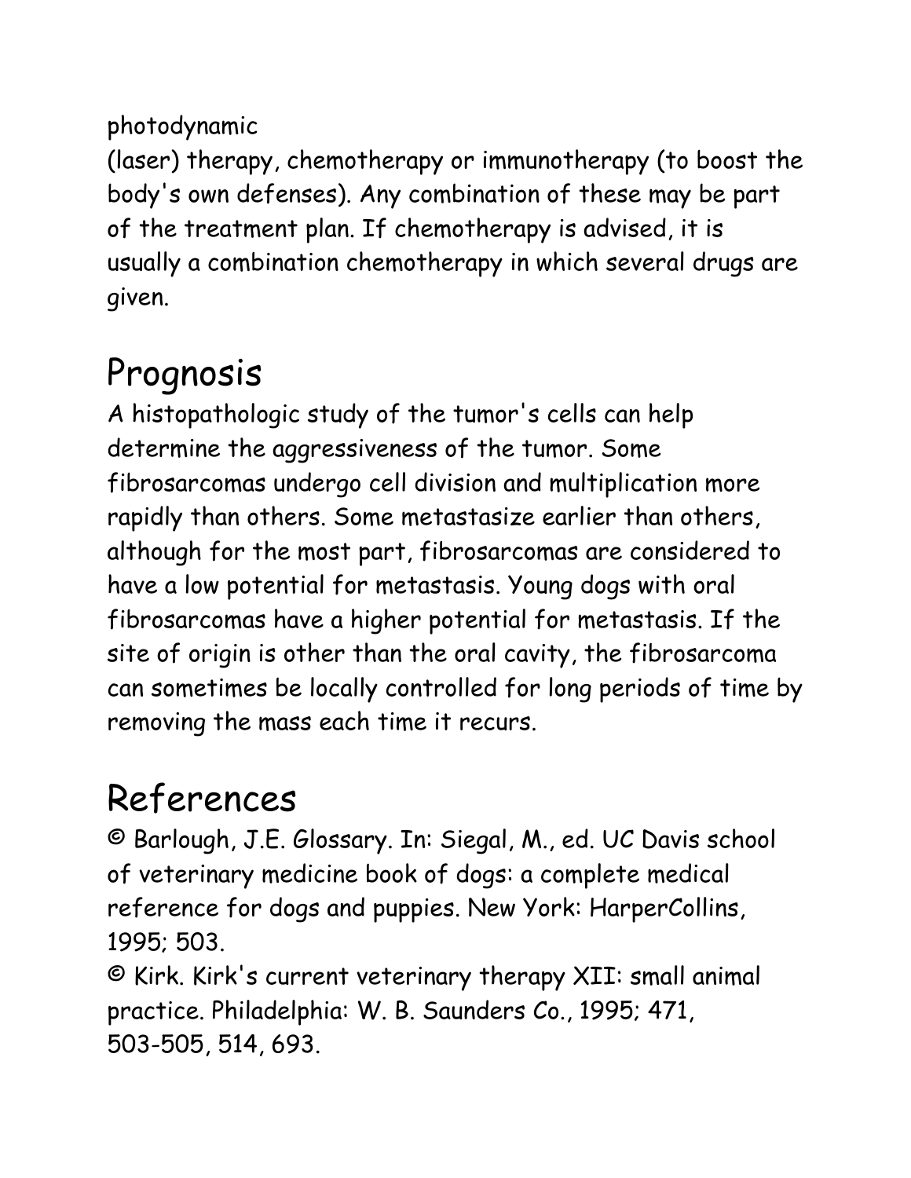photodynamic (laser) therapy, chemotherapy or immunotherapy (to boost the body's own defenses). Any combination of these may be part of the treatment plan. If chemotherapy is advised, it is usually a combination chemotherapy in which several drugs are given.

## Prognosis

A histopathologic study of the tumor's cells can help determine the aggressiveness of the tumor. Some fibrosarcomas undergo cell division and multiplication more rapidly than others. Some metastasize earlier than others, although for the most part, fibrosarcomas are considered to have a low potential for metastasis. Young dogs with oral fibrosarcomas have a higher potential for metastasis. If the site of origin is other than the oral cavity, the fibrosarcoma can sometimes be locally controlled for long periods of time by removing the mass each time it recurs.

## References

© Barlough, J.E. Glossary. In: Siegal, M., ed. UC Davis school of veterinary medicine book of dogs: a complete medical reference for dogs and puppies. New York: HarperCollins, 1995; 503.

© Kirk. Kirk's current veterinary therapy XII: small animal practice. Philadelphia: W. B. Saunders Co., 1995; 471, 503-505, 514, 693.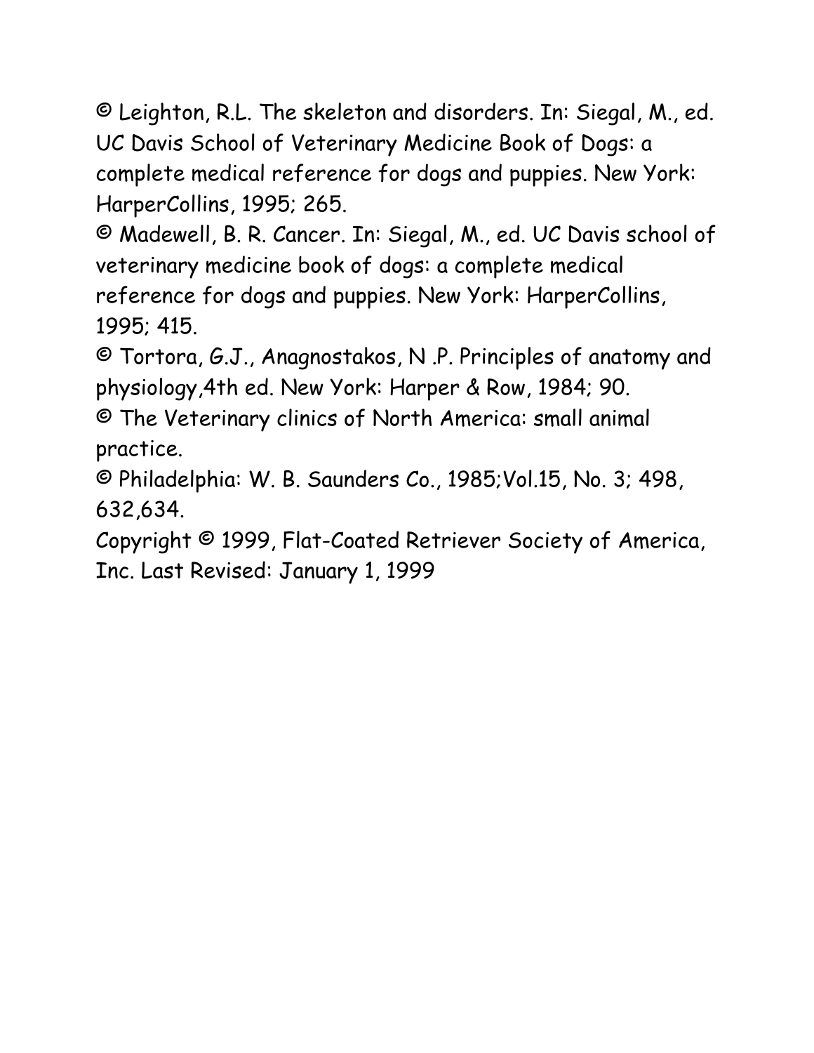© Leighton, R.L. The skeleton and disorders. In: Siegal, M., ed. UC Davis School of Veterinary Medicine Book of Dogs: a complete medical reference for dogs and puppies. New York: HarperCollins, 1995; 265.

© Madewell, B. R. Cancer. In: Siegal, M., ed. UC Davis school of veterinary medicine book of dogs: a complete medical reference for dogs and puppies. New York: HarperCollins, 1995; 415.

© Tortora, G.J., Anagnostakos, N .P. Principles of anatomy and physiology,4th ed. New York: Harper & Row, 1984; 90.

© The Veterinary clinics of North America: small animal practice.

© Philadelphia: W. B. Saunders Co., 1985;Vol.15, No. 3; 498, 632,634.

Copyright © 1999, Flat-Coated Retriever Society of America, Inc. Last Revised: January 1, 1999